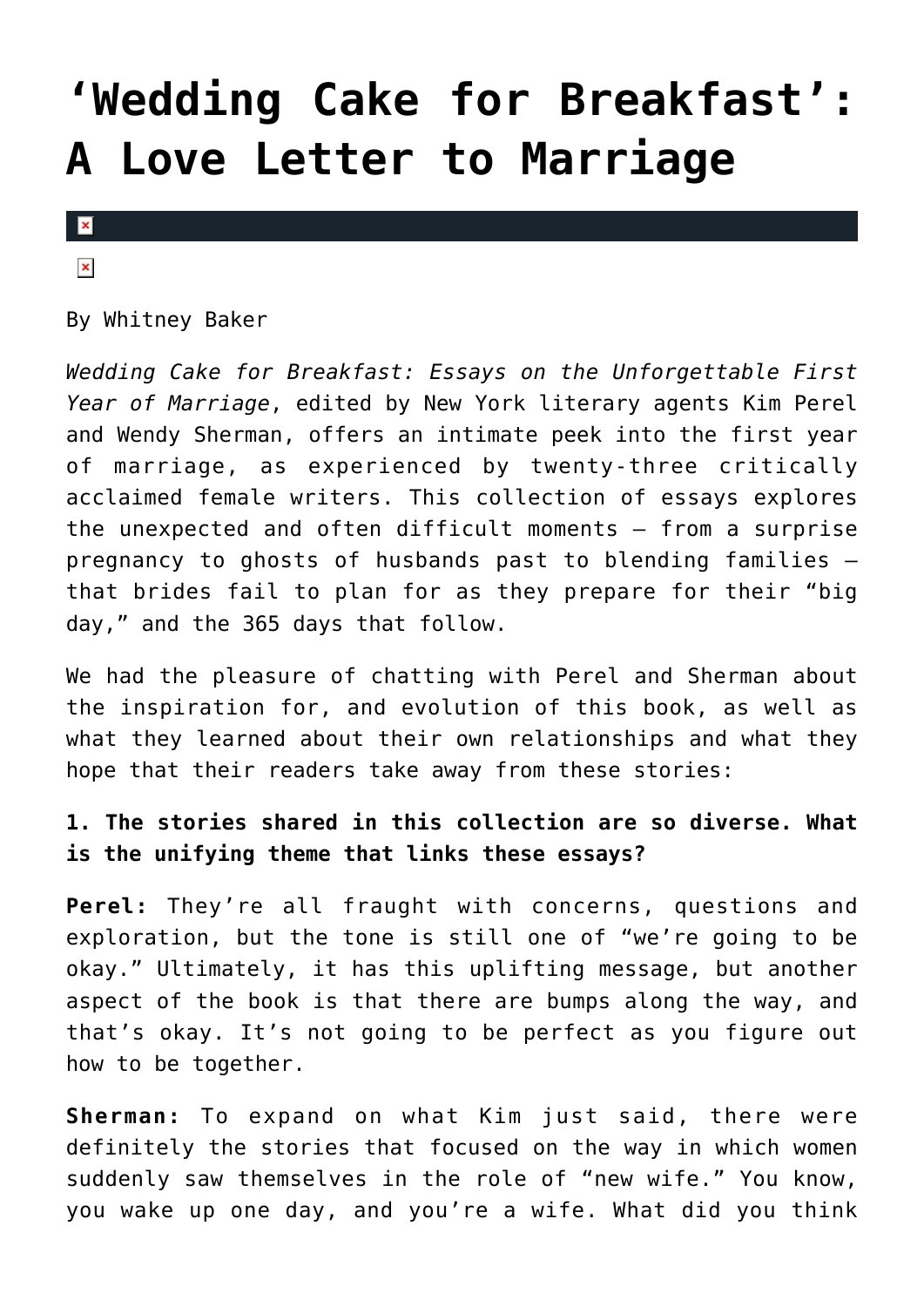# 'Wedding Cake for Breakfast': A Love Letter to Marriage

By Whitney Baker

*Wedding Cake for Breakfast: Essays on the Unforgettable First Year of Marriage*, edited by New York literary agents Kim Perel and Wendy Sherman, offers an intimate peek into the first year of marriage, as experienced by twenty-three critically acclaimed female writers. This collection of essays explores the unexpected and often difficult moments — from a surprise pregnancy to ghosts of husbands past to blending families — that brides fail to plan for as they prepare for their "big day," and the 365 days that follow.

We had the pleasure of chatting with Perel and Sherman about the inspiration for, and evolution of this book, as well as what they learned about their own relationships and what they hope that their readers take away from these stories:

**1. The stories shared in this collection are so diverse. What is the unifying theme that links these essays?**

**Perel:** They're all fraught with concerns, questions and exploration, but the tone is still one of "we're going to be okay." Ultimately, it has this uplifting message, but another aspect of the book is that there are bumps along the way, and that's okay. It's not going to be perfect as you figure out how to be together.

**Sherman:** To expand on what Kim just said, there were definitely the stories that focused on the way in which women suddenly saw themselves in the role of "new wife." You know, you wake up one day, and you're a wife. What did you think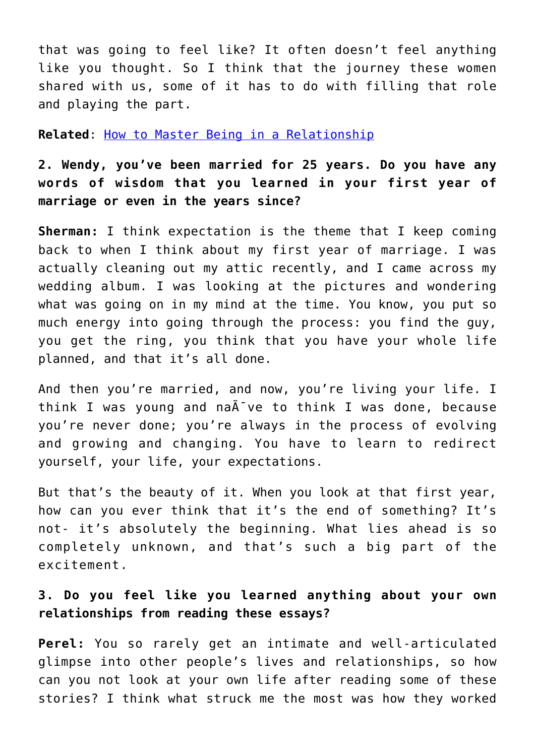that was going to feel like? It often doesn't feel anything like you thought. So I think that the journey these women shared with us, some of it has to do with filling that role and playing the part.

**Related**: [How to Master Being in a Relationship]()

**2. Wendy, you've been married for 25 years. Do you have any words of wisdom that you learned in your first year of marriage or even in the years since?**

**Sherman:** I think expectation is the theme that I keep coming back to when I think about my first year of marriage. I was actually cleaning out my attic recently, and I came across my wedding album. I was looking at the pictures and wondering what was going on in my mind at the time. You know, you put so much energy into going through the process: you find the guy, you get the ring, you think that you have your whole life planned, and that it's all done.

And then you're married, and now, you're living your life. I think I was young and naÃ¯ve to think I was done, because you're never done; you're always in the process of evolving and growing and changing. You have to learn to redirect yourself, your life, your expectations.

But that's the beauty of it. When you look at that first year, how can you ever think that it's the end of something? It's not- it's absolutely the beginning. What lies ahead is so completely unknown, and that's such a big part of the excitement.

**3. Do you feel like you learned anything about your own relationships from reading these essays?**

**Perel:** You so rarely get an intimate and well-articulated glimpse into other people's lives and relationships, so how can you not look at your own life after reading some of these stories? I think what struck me the most was how they worked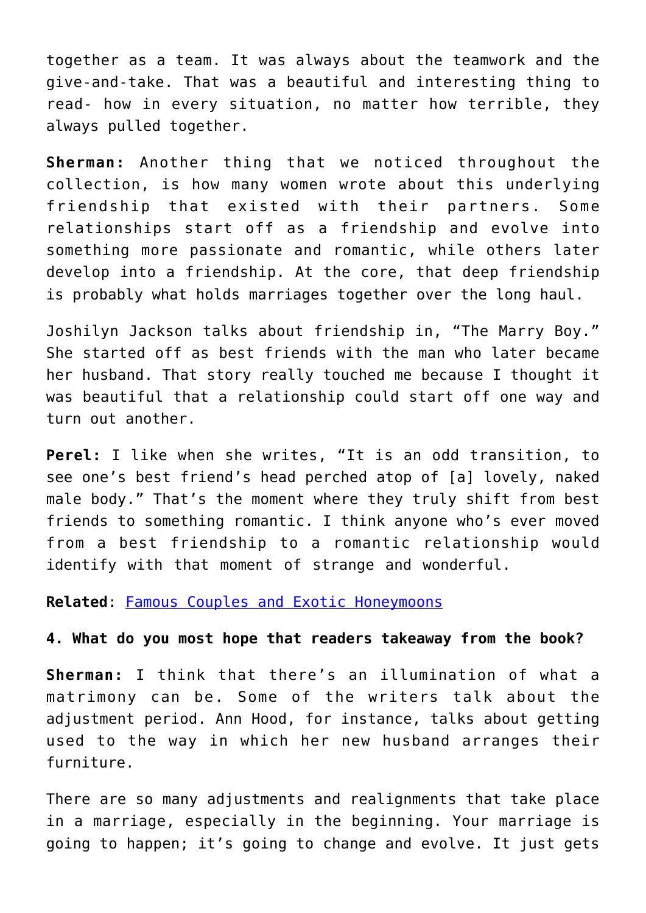together as a team. It was always about the teamwork and the give-and-take. That was a beautiful and interesting thing to read- how in every situation, no matter how terrible, they always pulled together.

**Sherman:** Another thing that we noticed throughout the collection, is how many women wrote about this underlying friendship that existed with their partners. Some relationships start off as a friendship and evolve into something more passionate and romantic, while others later develop into a friendship. At the core, that deep friendship is probably what holds marriages together over the long haul.

Joshilyn Jackson talks about friendship in, "The Marry Boy." She started off as best friends with the man who later became her husband. That story really touched me because I thought it was beautiful that a relationship could start off one way and turn out another.

**Perel:** I like when she writes, "It is an odd transition, to see one's best friend's head perched atop of [a] lovely, naked male body." That's the moment where they truly shift from best friends to something romantic. I think anyone who's ever moved from a best friendship to a romantic relationship would identify with that moment of strange and wonderful.

**Related**: [Famous Couples and Exotic Honeymoons]

**4. What do you most hope that readers takeaway from the book?**

**Sherman:** I think that there's an illumination of what a matrimony can be. Some of the writers talk about the adjustment period. Ann Hood, for instance, talks about getting used to the way in which her new husband arranges their furniture.

There are so many adjustments and realignments that take place in a marriage, especially in the beginning. Your marriage is going to happen; it's going to change and evolve. It just gets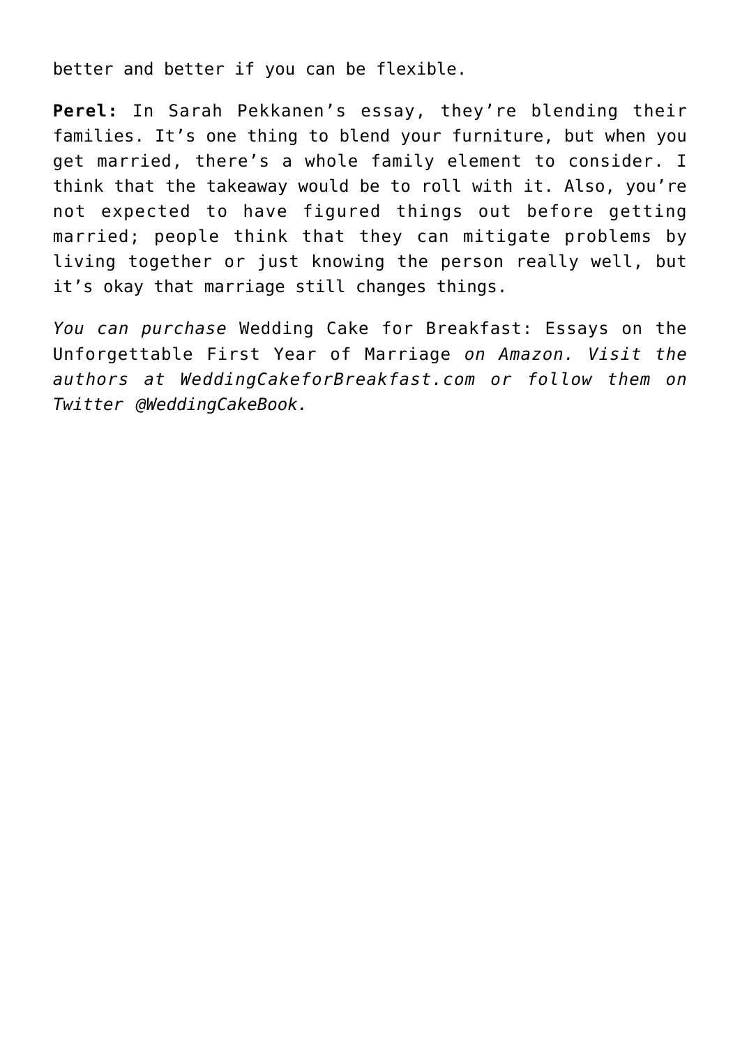better and better if you can be flexible.

**Perel:** In Sarah Pekkanen's essay, they're blending their families. It's one thing to blend your furniture, but when you get married, there's a whole family element to consider. I think that the takeaway would be to roll with it. Also, you're not expected to have figured things out before getting married; people think that they can mitigate problems by living together or just knowing the person really well, but it's okay that marriage still changes things.

*You can purchase* Wedding Cake for Breakfast: Essays on the Unforgettable First Year of Marriage *on Amazon. Visit the authors at WeddingCakeforBreakfast.com or follow them on Twitter @WeddingCakeBook.*